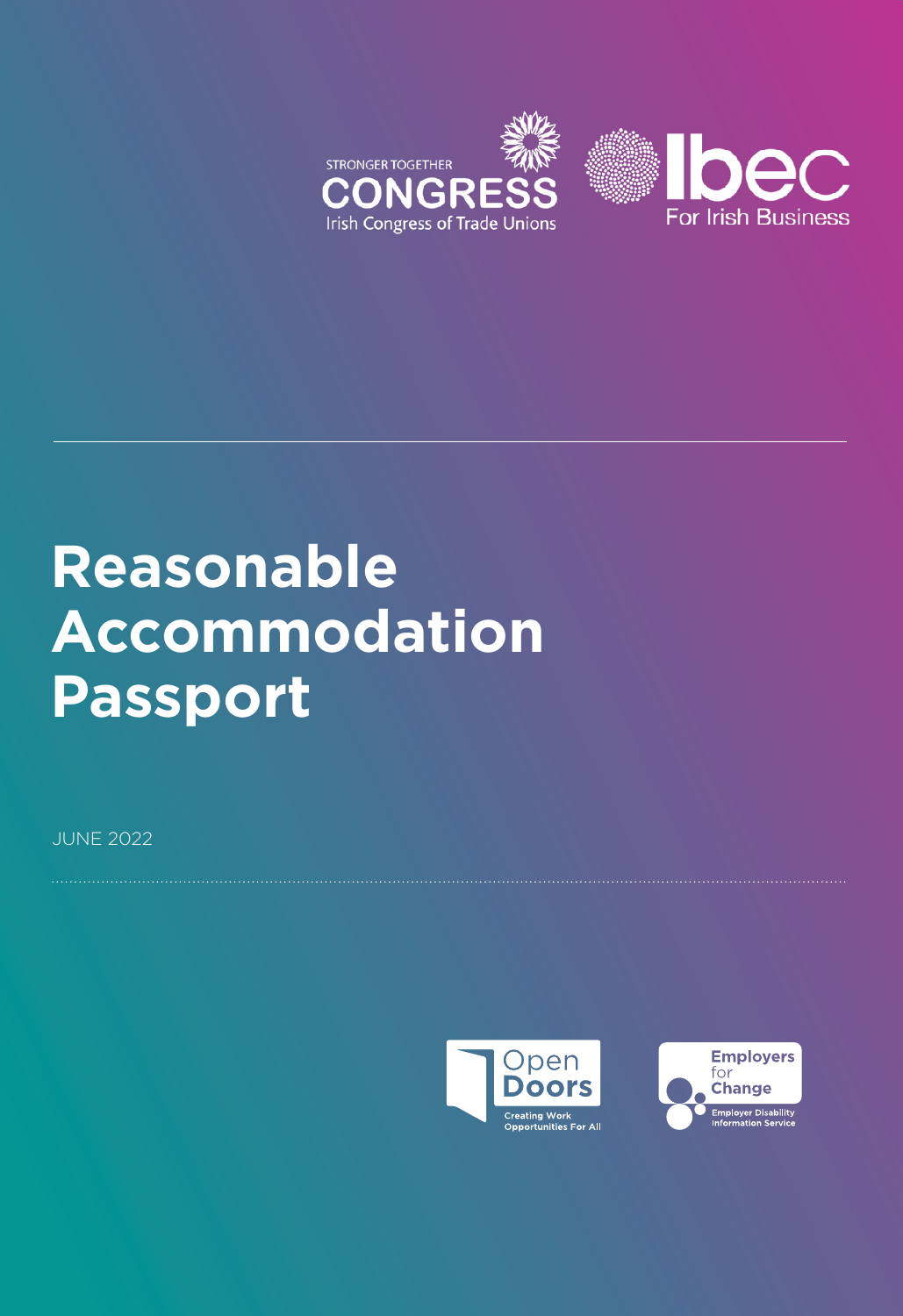STRONGER TOGETHER
CONGRESS
Irish Congress of Trade Unions

Ibec
For Irish Business

# Reasonable Accommodation Passport

JUNE 2022

Open Doors
Creating Work Opportunities For All

Employers for Change
Employer Disability Information Service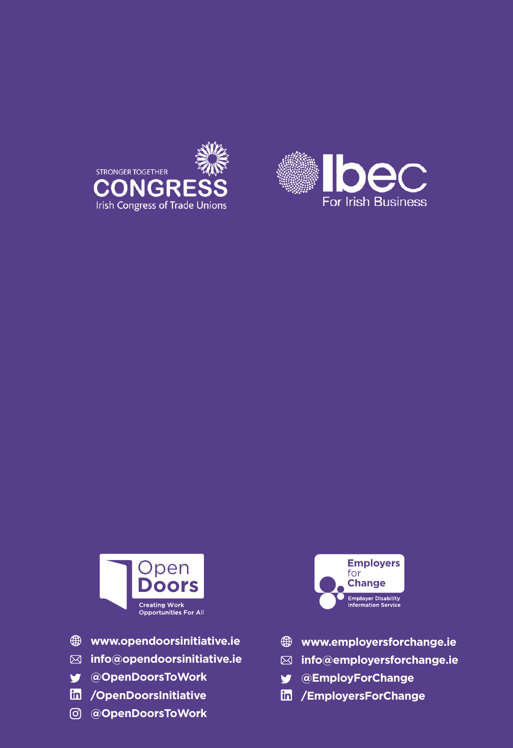STRONGER TOGETHER
CONGRESS
Irish Congress of Trade Unions

Ibec
For Irish Business

Open Doors
Creating Work Opportunities For All

- www.opendoorsinitiative.ie
- info@opendoorsinitiative.ie
- @OpenDoorsToWork
- /OpenDoorsInitiative
- @OpenDoorsToWork

Employers for Change
Employer Disability Information Service

- www.employersforchange.ie
- info@employersforchange.ie
- @EmployForChange
- /EmployersForChange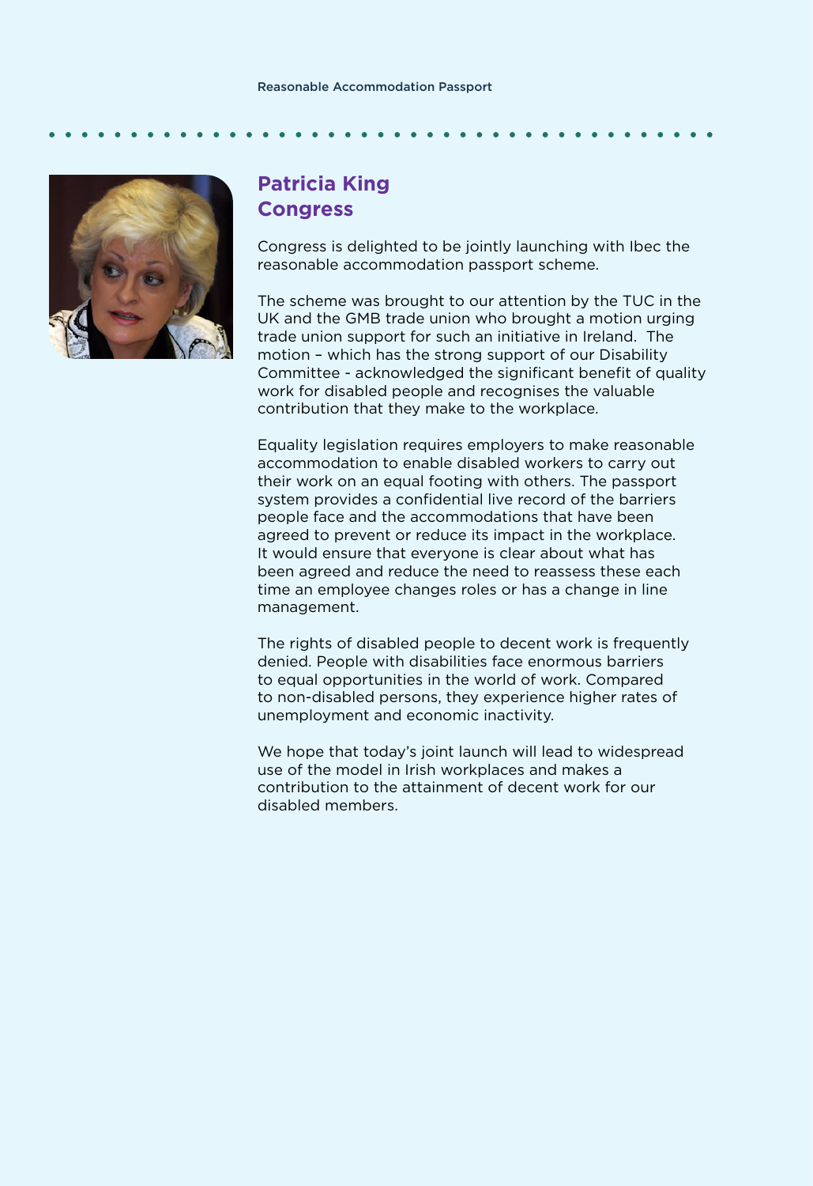## Patricia King
## Congress

Congress is delighted to be jointly launching with Ibec the reasonable accommodation passport scheme.

The scheme was brought to our attention by the TUC in the UK and the GMB trade union who brought a motion urging trade union support for such an initiative in Ireland. The motion – which has the strong support of our Disability Committee - acknowledged the significant benefit of quality work for disabled people and recognises the valuable contribution that they make to the workplace.

Equality legislation requires employers to make reasonable accommodation to enable disabled workers to carry out their work on an equal footing with others. The passport system provides a confidential live record of the barriers people face and the accommodations that have been agreed to prevent or reduce its impact in the workplace. It would ensure that everyone is clear about what has been agreed and reduce the need to reassess these each time an employee changes roles or has a change in line management.

The rights of disabled people to decent work is frequently denied. People with disabilities face enormous barriers to equal opportunities in the world of work. Compared to non-disabled persons, they experience higher rates of unemployment and economic inactivity.

We hope that today's joint launch will lead to widespread use of the model in Irish workplaces and makes a contribution to the attainment of decent work for our disabled members.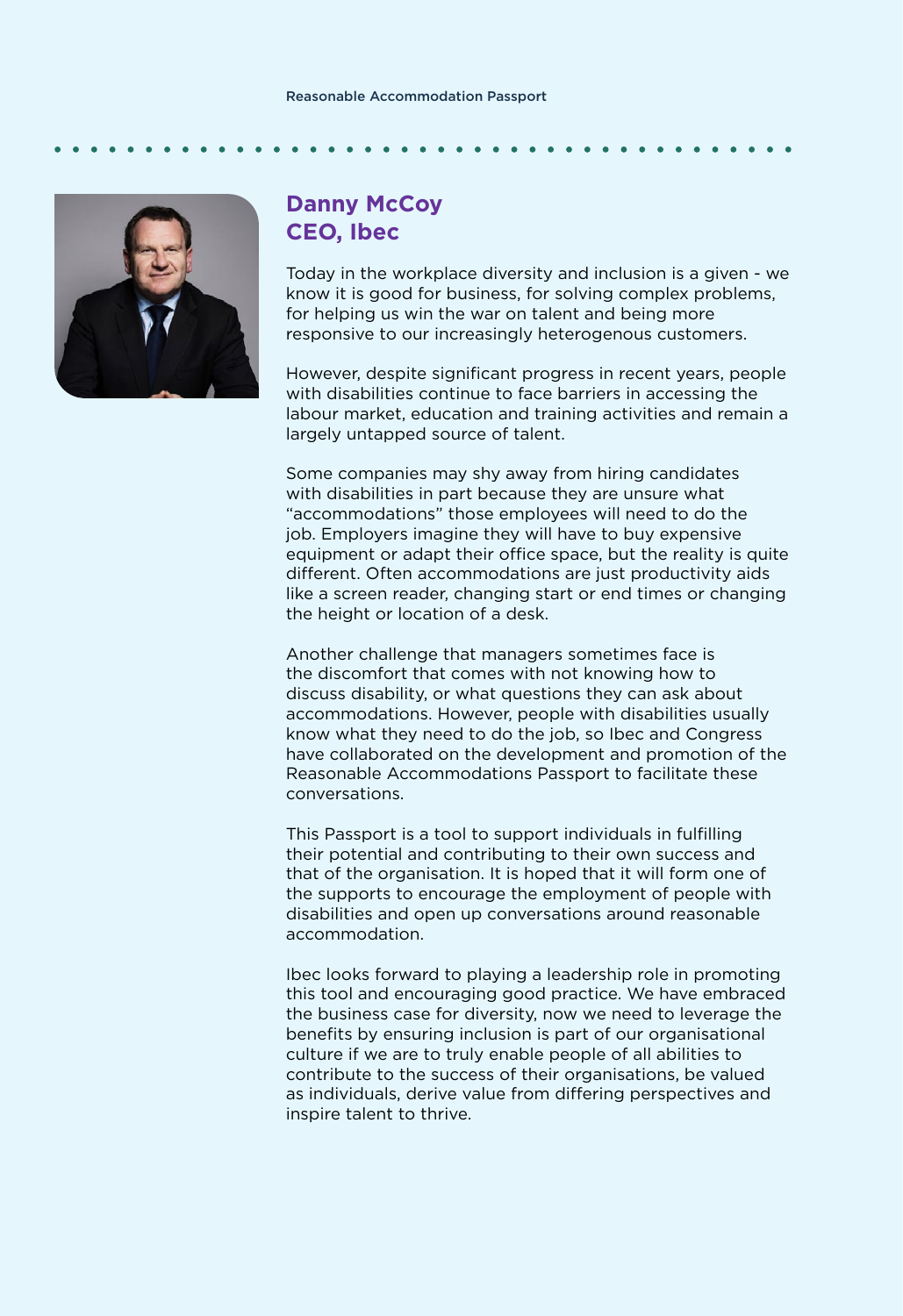## Danny McCoy
## CEO, Ibec

Today in the workplace diversity and inclusion is a given - we know it is good for business, for solving complex problems, for helping us win the war on talent and being more responsive to our increasingly heterogenous customers.

However, despite significant progress in recent years, people with disabilities continue to face barriers in accessing the labour market, education and training activities and remain a largely untapped source of talent.

Some companies may shy away from hiring candidates with disabilities in part because they are unsure what "accommodations" those employees will need to do the job. Employers imagine they will have to buy expensive equipment or adapt their office space, but the reality is quite different. Often accommodations are just productivity aids like a screen reader, changing start or end times or changing the height or location of a desk.

Another challenge that managers sometimes face is the discomfort that comes with not knowing how to discuss disability, or what questions they can ask about accommodations. However, people with disabilities usually know what they need to do the job, so Ibec and Congress have collaborated on the development and promotion of the Reasonable Accommodations Passport to facilitate these conversations.

This Passport is a tool to support individuals in fulfilling their potential and contributing to their own success and that of the organisation. It is hoped that it will form one of the supports to encourage the employment of people with disabilities and open up conversations around reasonable accommodation.

Ibec looks forward to playing a leadership role in promoting this tool and encouraging good practice. We have embraced the business case for diversity, now we need to leverage the benefits by ensuring inclusion is part of our organisational culture if we are to truly enable people of all abilities to contribute to the success of their organisations, be valued as individuals, derive value from differing perspectives and inspire talent to thrive.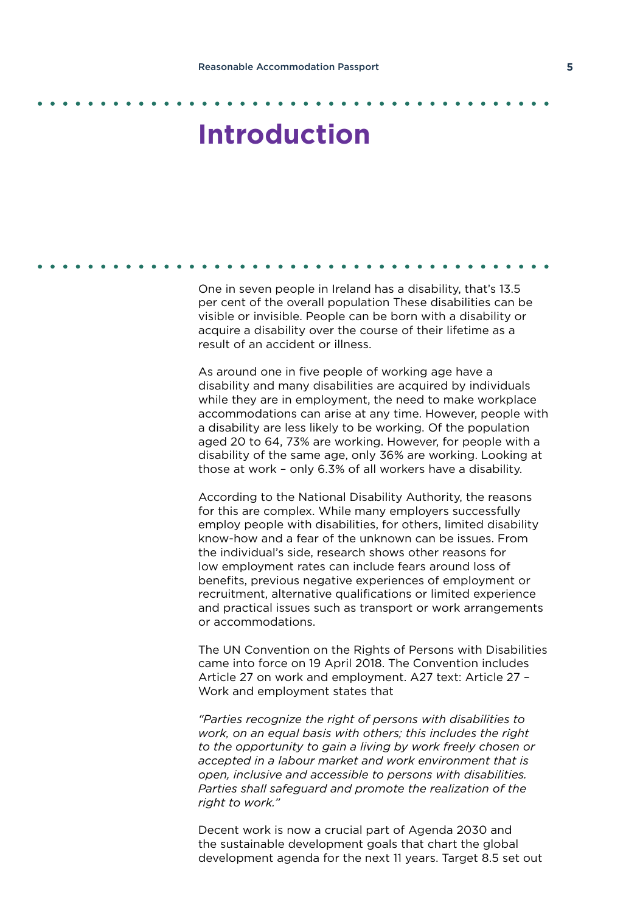# Introduction

One in seven people in Ireland has a disability, that's 13.5 per cent of the overall population These disabilities can be visible or invisible. People can be born with a disability or acquire a disability over the course of their lifetime as a result of an accident or illness.

As around one in five people of working age have a disability and many disabilities are acquired by individuals while they are in employment, the need to make workplace accommodations can arise at any time. However, people with a disability are less likely to be working. Of the population aged 20 to 64, 73% are working. However, for people with a disability of the same age, only 36% are working. Looking at those at work – only 6.3% of all workers have a disability.

According to the National Disability Authority, the reasons for this are complex. While many employers successfully employ people with disabilities, for others, limited disability know-how and a fear of the unknown can be issues. From the individual's side, research shows other reasons for low employment rates can include fears around loss of benefits, previous negative experiences of employment or recruitment, alternative qualifications or limited experience and practical issues such as transport or work arrangements or accommodations.

The UN Convention on the Rights of Persons with Disabilities came into force on 19 April 2018. The Convention includes Article 27 on work and employment. A27 text: Article 27 – Work and employment states that

*"Parties recognize the right of persons with disabilities to work, on an equal basis with others; this includes the right to the opportunity to gain a living by work freely chosen or accepted in a labour market and work environment that is open, inclusive and accessible to persons with disabilities. Parties shall safeguard and promote the realization of the right to work."*

Decent work is now a crucial part of Agenda 2030 and the sustainable development goals that chart the global development agenda for the next 11 years. Target 8.5 set out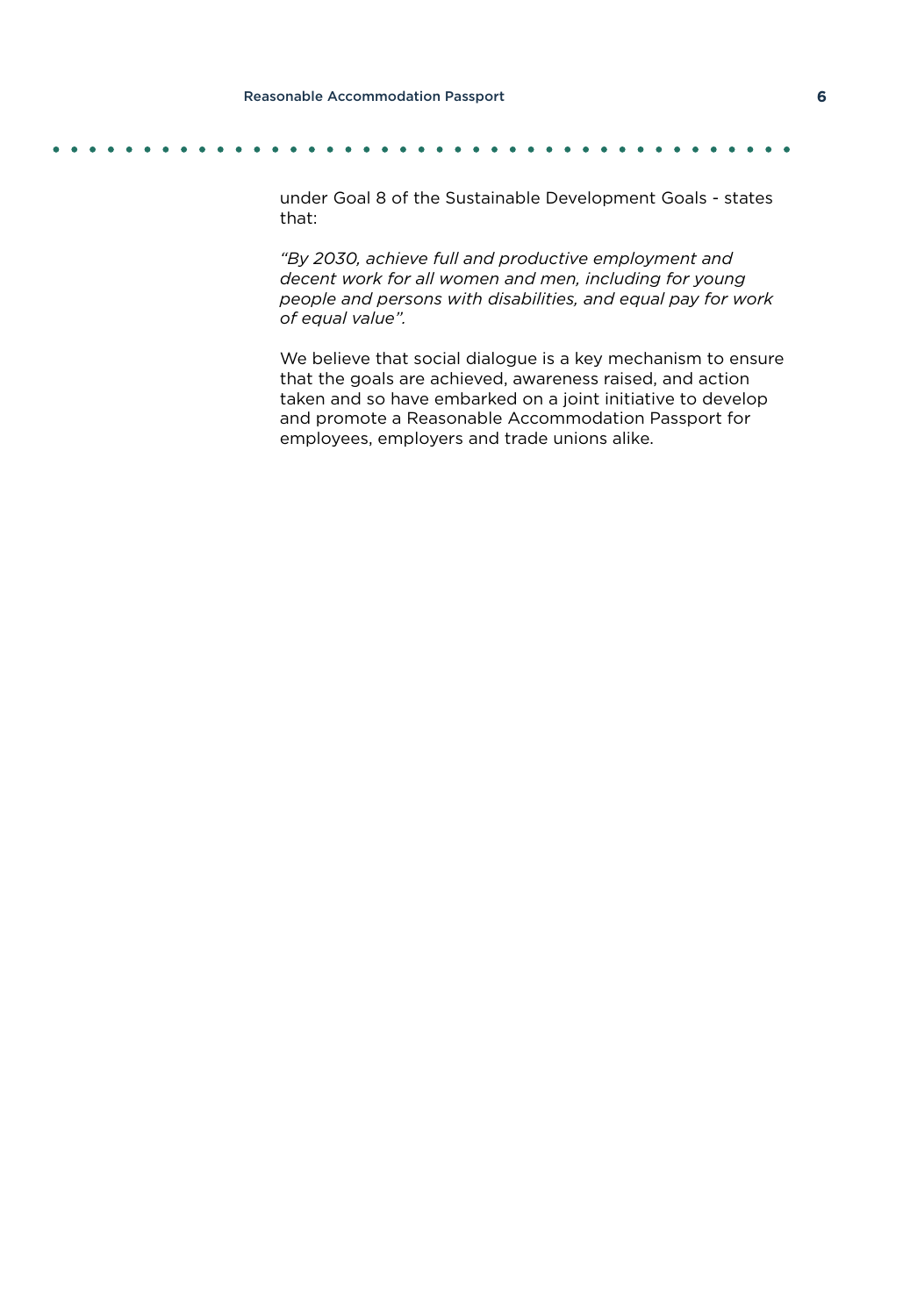under Goal 8 of the Sustainable Development Goals - states that:

*"By 2030, achieve full and productive employment and decent work for all women and men, including for young people and persons with disabilities, and equal pay for work of equal value".*

We believe that social dialogue is a key mechanism to ensure that the goals are achieved, awareness raised, and action taken and so have embarked on a joint initiative to develop and promote a Reasonable Accommodation Passport for employees, employers and trade unions alike.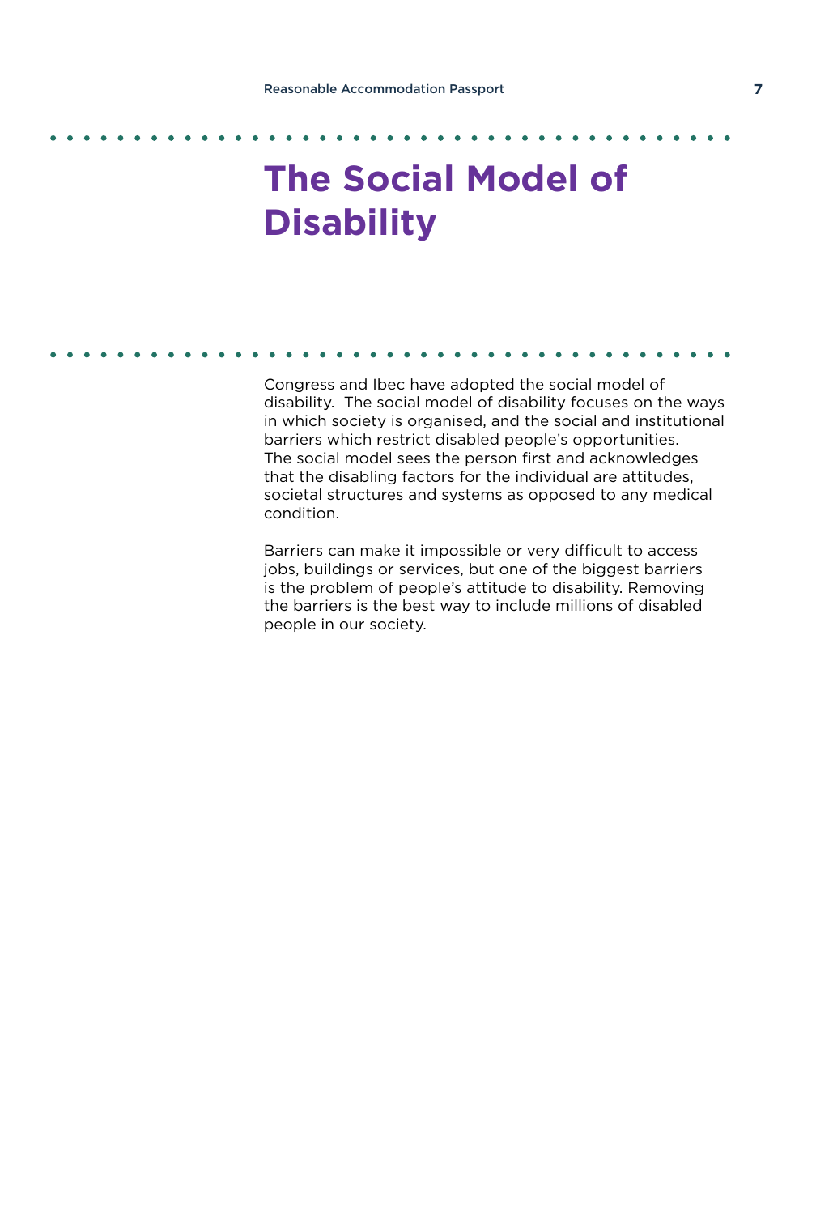# The Social Model of Disability

Congress and Ibec have adopted the social model of disability. The social model of disability focuses on the ways in which society is organised, and the social and institutional barriers which restrict disabled people's opportunities. The social model sees the person first and acknowledges that the disabling factors for the individual are attitudes, societal structures and systems as opposed to any medical condition.

Barriers can make it impossible or very difficult to access jobs, buildings or services, but one of the biggest barriers is the problem of people's attitude to disability. Removing the barriers is the best way to include millions of disabled people in our society.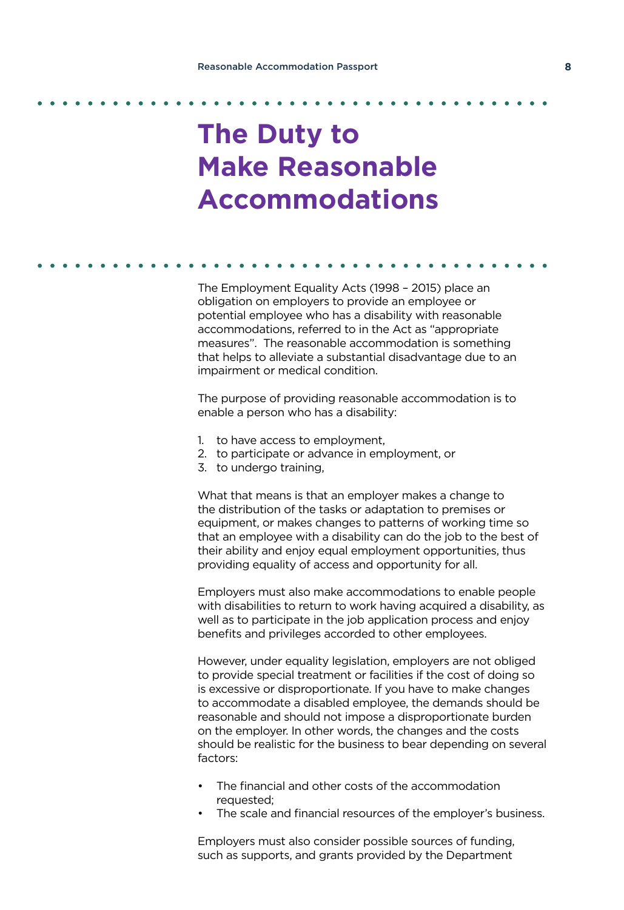# The Duty to Make Reasonable Accommodations

The Employment Equality Acts (1998 – 2015) place an obligation on employers to provide an employee or potential employee who has a disability with reasonable accommodations, referred to in the Act as "appropriate measures". The reasonable accommodation is something that helps to alleviate a substantial disadvantage due to an impairment or medical condition.

The purpose of providing reasonable accommodation is to enable a person who has a disability:

1. to have access to employment,
2. to participate or advance in employment, or
3. to undergo training,

What that means is that an employer makes a change to the distribution of the tasks or adaptation to premises or equipment, or makes changes to patterns of working time so that an employee with a disability can do the job to the best of their ability and enjoy equal employment opportunities, thus providing equality of access and opportunity for all.

Employers must also make accommodations to enable people with disabilities to return to work having acquired a disability, as well as to participate in the job application process and enjoy benefits and privileges accorded to other employees.

However, under equality legislation, employers are not obliged to provide special treatment or facilities if the cost of doing so is excessive or disproportionate. If you have to make changes to accommodate a disabled employee, the demands should be reasonable and should not impose a disproportionate burden on the employer. In other words, the changes and the costs should be realistic for the business to bear depending on several factors:

- The financial and other costs of the accommodation requested;
- The scale and financial resources of the employer's business.

Employers must also consider possible sources of funding, such as supports, and grants provided by the Department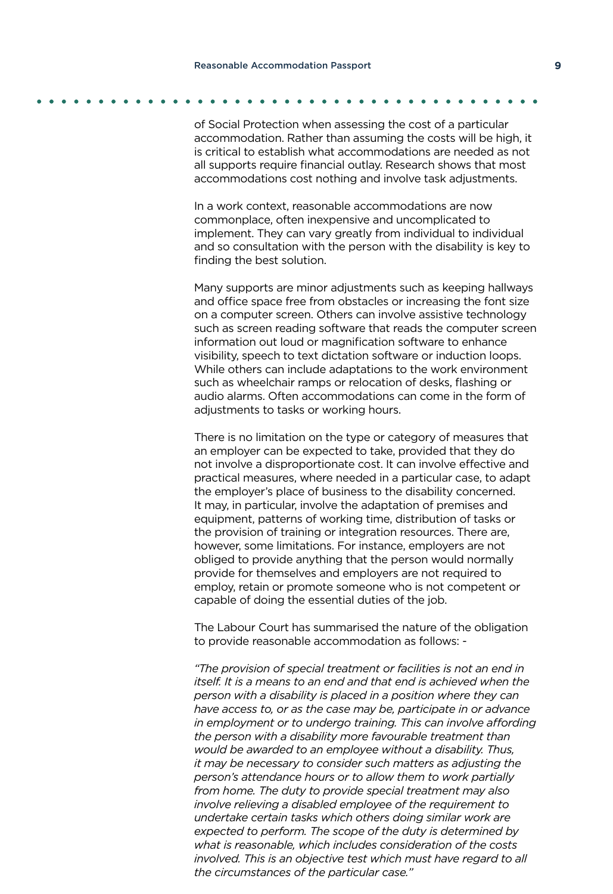of Social Protection when assessing the cost of a particular accommodation. Rather than assuming the costs will be high, it is critical to establish what accommodations are needed as not all supports require financial outlay. Research shows that most accommodations cost nothing and involve task adjustments.

In a work context, reasonable accommodations are now commonplace, often inexpensive and uncomplicated to implement. They can vary greatly from individual to individual and so consultation with the person with the disability is key to finding the best solution.

Many supports are minor adjustments such as keeping hallways and office space free from obstacles or increasing the font size on a computer screen. Others can involve assistive technology such as screen reading software that reads the computer screen information out loud or magnification software to enhance visibility, speech to text dictation software or induction loops. While others can include adaptations to the work environment such as wheelchair ramps or relocation of desks, flashing or audio alarms. Often accommodations can come in the form of adjustments to tasks or working hours.

There is no limitation on the type or category of measures that an employer can be expected to take, provided that they do not involve a disproportionate cost. It can involve effective and practical measures, where needed in a particular case, to adapt the employer's place of business to the disability concerned. It may, in particular, involve the adaptation of premises and equipment, patterns of working time, distribution of tasks or the provision of training or integration resources. There are, however, some limitations. For instance, employers are not obliged to provide anything that the person would normally provide for themselves and employers are not required to employ, retain or promote someone who is not competent or capable of doing the essential duties of the job.

The Labour Court has summarised the nature of the obligation to provide reasonable accommodation as follows: -

*"The provision of special treatment or facilities is not an end in itself. It is a means to an end and that end is achieved when the person with a disability is placed in a position where they can have access to, or as the case may be, participate in or advance in employment or to undergo training. This can involve affording the person with a disability more favourable treatment than would be awarded to an employee without a disability. Thus, it may be necessary to consider such matters as adjusting the person's attendance hours or to allow them to work partially from home. The duty to provide special treatment may also involve relieving a disabled employee of the requirement to undertake certain tasks which others doing similar work are expected to perform. The scope of the duty is determined by what is reasonable, which includes consideration of the costs involved. This is an objective test which must have regard to all the circumstances of the particular case."*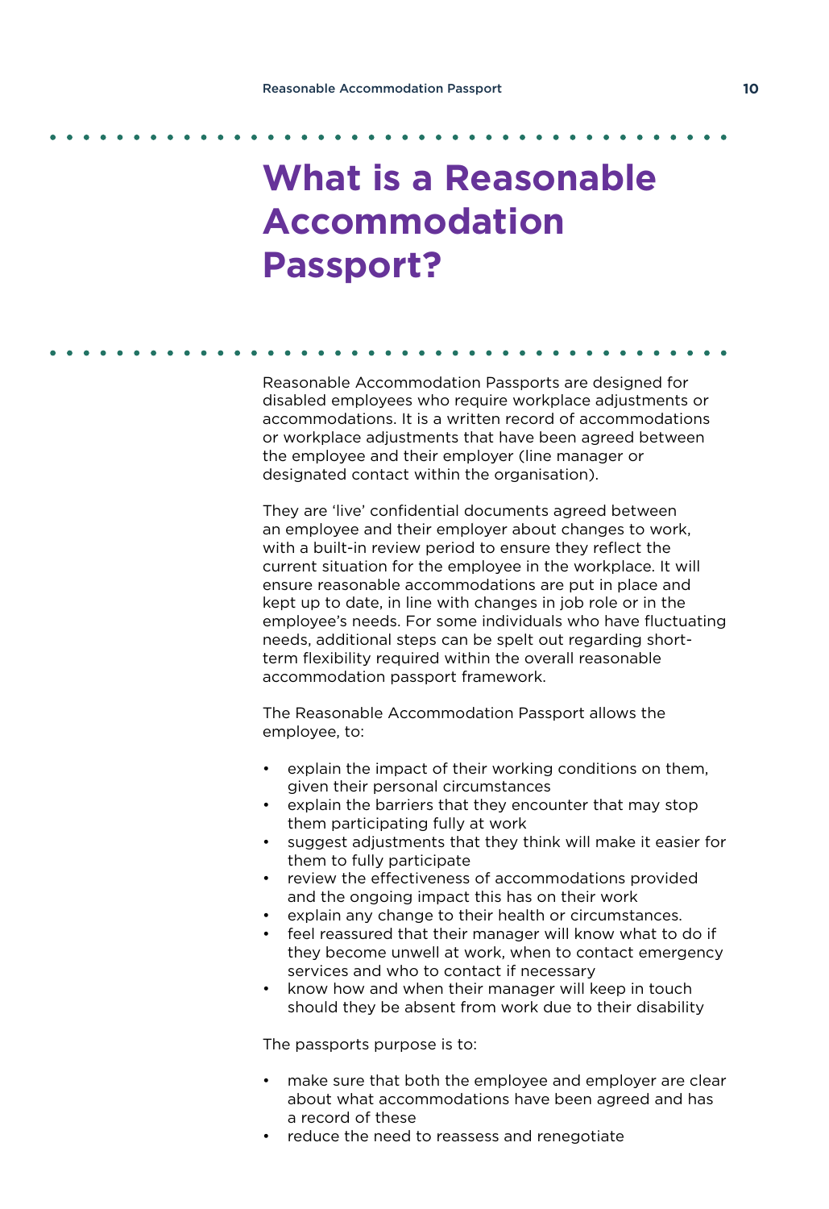# What is a Reasonable Accommodation Passport?

Reasonable Accommodation Passports are designed for disabled employees who require workplace adjustments or accommodations. It is a written record of accommodations or workplace adjustments that have been agreed between the employee and their employer (line manager or designated contact within the organisation).

They are 'live' confidential documents agreed between an employee and their employer about changes to work, with a built-in review period to ensure they reflect the current situation for the employee in the workplace. It will ensure reasonable accommodations are put in place and kept up to date, in line with changes in job role or in the employee's needs. For some individuals who have fluctuating needs, additional steps can be spelt out regarding short-term flexibility required within the overall reasonable accommodation passport framework.

The Reasonable Accommodation Passport allows the employee, to:

- explain the impact of their working conditions on them, given their personal circumstances
- explain the barriers that they encounter that may stop them participating fully at work
- suggest adjustments that they think will make it easier for them to fully participate
- review the effectiveness of accommodations provided and the ongoing impact this has on their work
- explain any change to their health or circumstances.
- feel reassured that their manager will know what to do if they become unwell at work, when to contact emergency services and who to contact if necessary
- know how and when their manager will keep in touch should they be absent from work due to their disability

The passports purpose is to:

- make sure that both the employee and employer are clear about what accommodations have been agreed and has a record of these
- reduce the need to reassess and renegotiate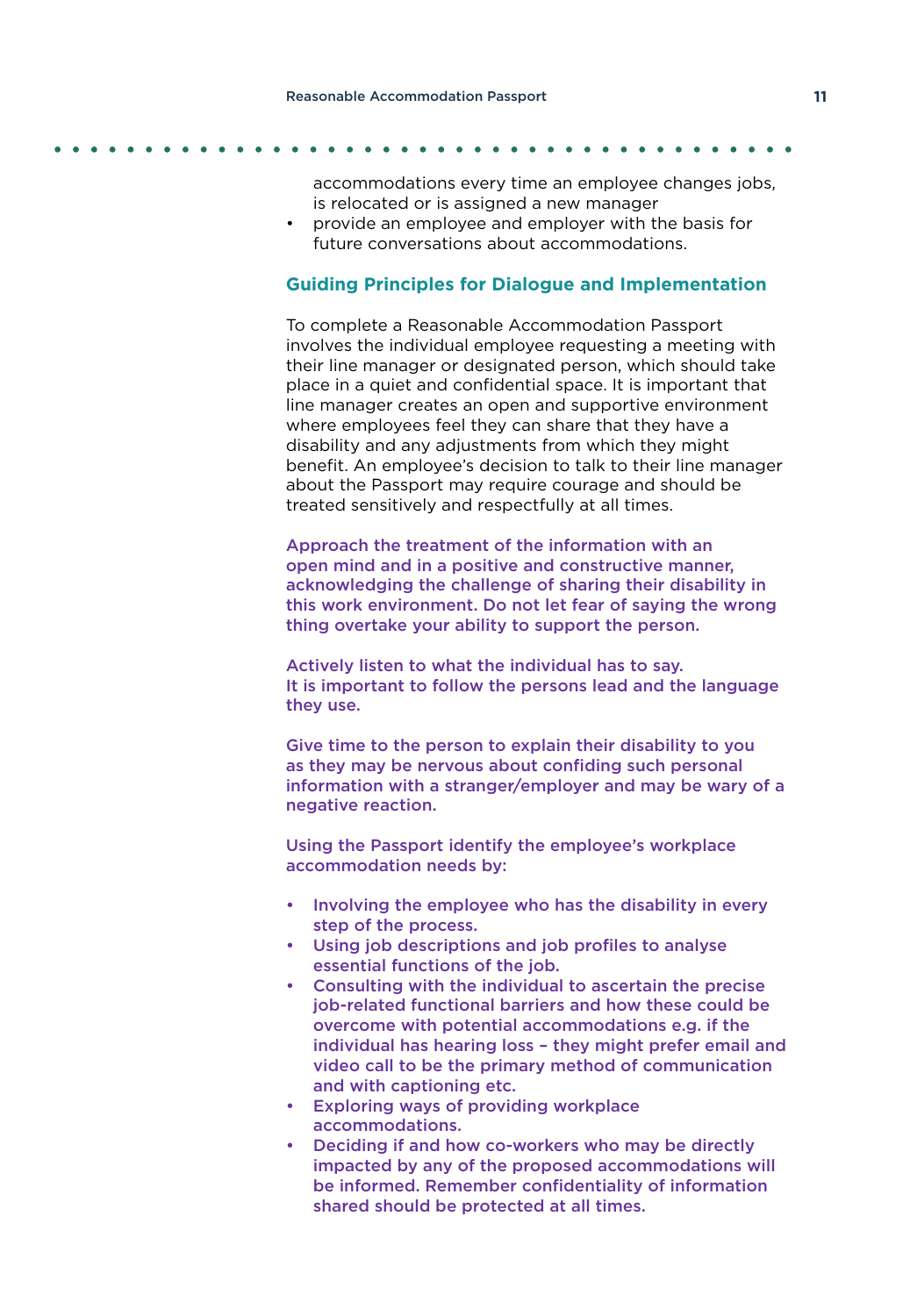accommodations every time an employee changes jobs, is relocated or is assigned a new manager
- provide an employee and employer with the basis for future conversations about accommodations.

## Guiding Principles for Dialogue and Implementation

To complete a Reasonable Accommodation Passport involves the individual employee requesting a meeting with their line manager or designated person, which should take place in a quiet and confidential space. It is important that line manager creates an open and supportive environment where employees feel they can share that they have a disability and any adjustments from which they might benefit. An employee's decision to talk to their line manager about the Passport may require courage and should be treated sensitively and respectfully at all times.

**Approach the treatment of the information with an open mind and in a positive and constructive manner, acknowledging the challenge of sharing their disability in this work environment. Do not let fear of saying the wrong thing overtake your ability to support the person.**

**Actively listen to what the individual has to say. It is important to follow the persons lead and the language they use.**

**Give time to the person to explain their disability to you as they may be nervous about confiding such personal information with a stranger/employer and may be wary of a negative reaction.**

**Using the Passport identify the employee's workplace accommodation needs by:**

- **Involving the employee who has the disability in every step of the process.**
- **Using job descriptions and job profiles to analyse essential functions of the job.**
- **Consulting with the individual to ascertain the precise job-related functional barriers and how these could be overcome with potential accommodations e.g. if the individual has hearing loss – they might prefer email and video call to be the primary method of communication and with captioning etc.**
- **Exploring ways of providing workplace accommodations.**
- **Deciding if and how co-workers who may be directly impacted by any of the proposed accommodations will be informed. Remember confidentiality of information shared should be protected at all times.**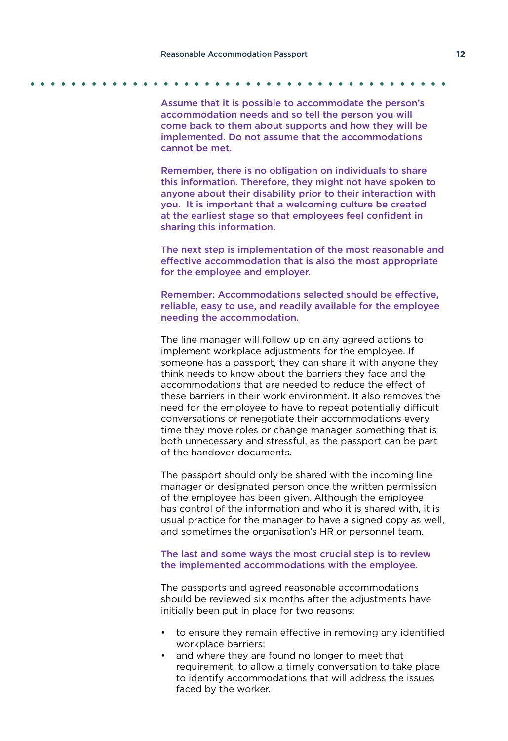**Assume that it is possible to accommodate the person's accommodation needs and so tell the person you will come back to them about supports and how they will be implemented. Do not assume that the accommodations cannot be met.**

**Remember, there is no obligation on individuals to share this information. Therefore, they might not have spoken to anyone about their disability prior to their interaction with you. It is important that a welcoming culture be created at the earliest stage so that employees feel confident in sharing this information.**

**The next step is implementation of the most reasonable and effective accommodation that is also the most appropriate for the employee and employer.**

**Remember: Accommodations selected should be effective, reliable, easy to use, and readily available for the employee needing the accommodation.**

The line manager will follow up on any agreed actions to implement workplace adjustments for the employee. If someone has a passport, they can share it with anyone they think needs to know about the barriers they face and the accommodations that are needed to reduce the effect of these barriers in their work environment. It also removes the need for the employee to have to repeat potentially difficult conversations or renegotiate their accommodations every time they move roles or change manager, something that is both unnecessary and stressful, as the passport can be part of the handover documents.

The passport should only be shared with the incoming line manager or designated person once the written permission of the employee has been given. Although the employee has control of the information and who it is shared with, it is usual practice for the manager to have a signed copy as well, and sometimes the organisation's HR or personnel team.

**The last and some ways the most crucial step is to review the implemented accommodations with the employee.**

The passports and agreed reasonable accommodations should be reviewed six months after the adjustments have initially been put in place for two reasons:

- to ensure they remain effective in removing any identified workplace barriers;
- and where they are found no longer to meet that requirement, to allow a timely conversation to take place to identify accommodations that will address the issues faced by the worker.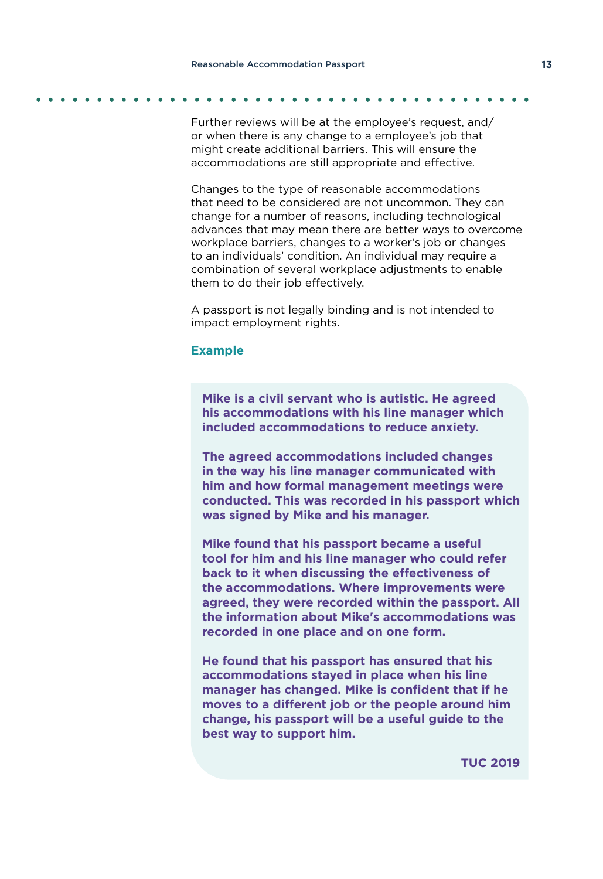Further reviews will be at the employee's request, and/or when there is any change to a employee's job that might create additional barriers. This will ensure the accommodations are still appropriate and effective.

Changes to the type of reasonable accommodations that need to be considered are not uncommon. They can change for a number of reasons, including technological advances that may mean there are better ways to overcome workplace barriers, changes to a worker's job or changes to an individuals' condition. An individual may require a combination of several workplace adjustments to enable them to do their job effectively.

A passport is not legally binding and is not intended to impact employment rights.

### Example

**Mike is a civil servant who is autistic. He agreed his accommodations with his line manager which included accommodations to reduce anxiety.**

**The agreed accommodations included changes in the way his line manager communicated with him and how formal management meetings were conducted. This was recorded in his passport which was signed by Mike and his manager.**

**Mike found that his passport became a useful tool for him and his line manager who could refer back to it when discussing the effectiveness of the accommodations. Where improvements were agreed, they were recorded within the passport. All the information about Mike's accommodations was recorded in one place and on one form.**

**He found that his passport has ensured that his accommodations stayed in place when his line manager has changed. Mike is confident that if he moves to a different job or the people around him change, his passport will be a useful guide to the best way to support him.**

**TUC 2019**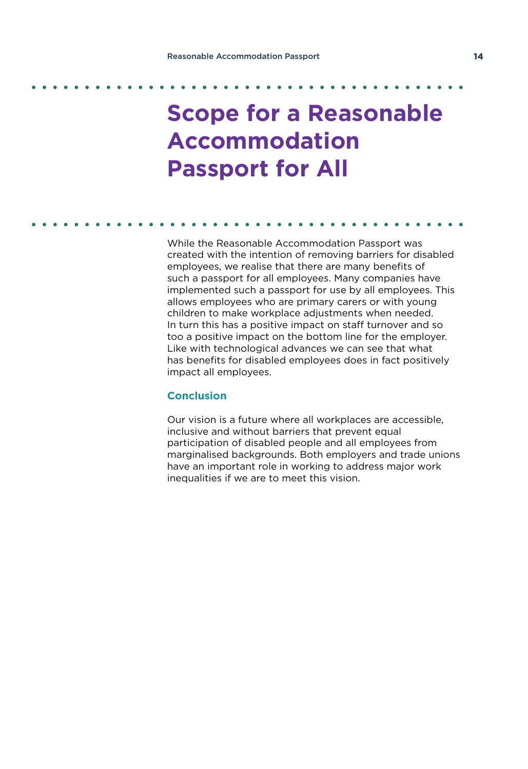# Scope for a Reasonable Accommodation Passport for All

While the Reasonable Accommodation Passport was created with the intention of removing barriers for disabled employees, we realise that there are many benefits of such a passport for all employees. Many companies have implemented such a passport for use by all employees. This allows employees who are primary carers or with young children to make workplace adjustments when needed. In turn this has a positive impact on staff turnover and so too a positive impact on the bottom line for the employer. Like with technological advances we can see that what has benefits for disabled employees does in fact positively impact all employees.

### Conclusion

Our vision is a future where all workplaces are accessible, inclusive and without barriers that prevent equal participation of disabled people and all employees from marginalised backgrounds. Both employers and trade unions have an important role in working to address major work inequalities if we are to meet this vision.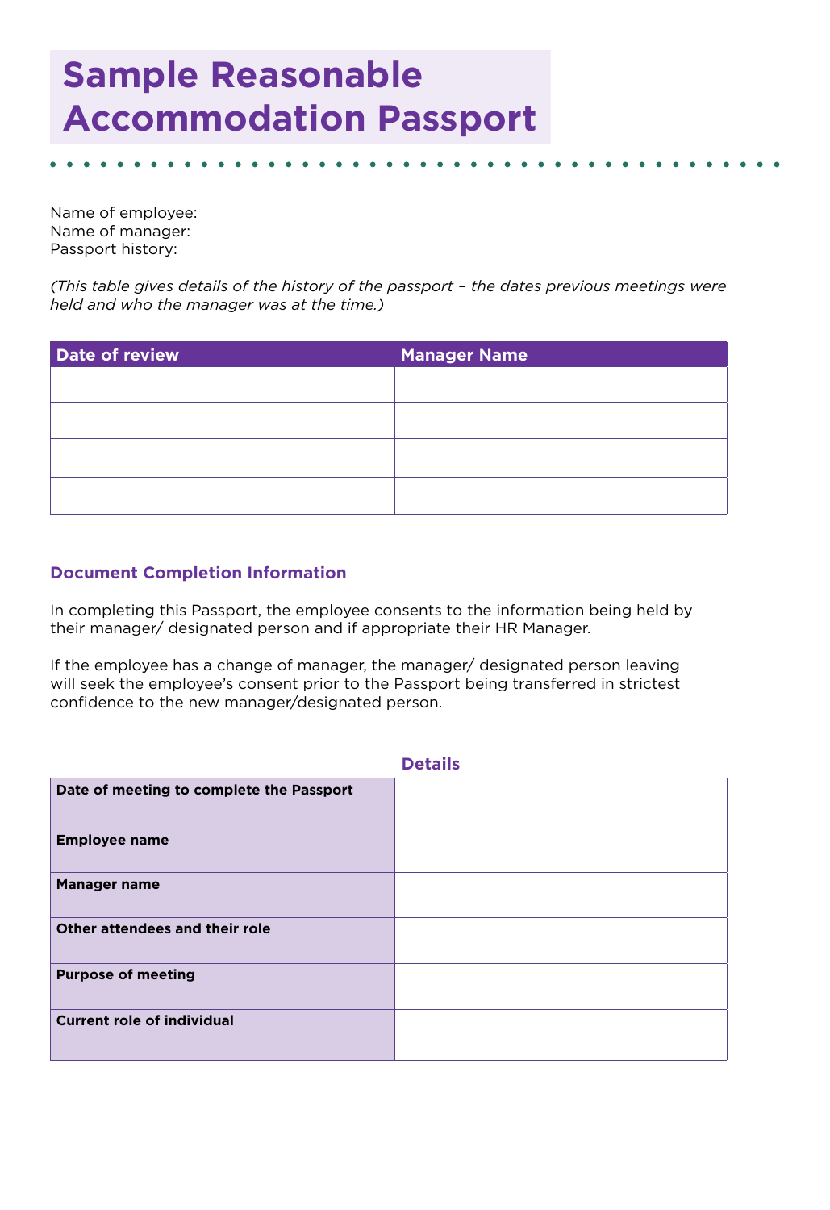# Sample Reasonable Accommodation Passport

Name of employee:
Name of manager:
Passport history:

*(This table gives details of the history of the passport – the dates previous meetings were held and who the manager was at the time.)*

| Date of review | Manager Name |
|---|---|
| | |
| | |
| | |
| | |

### Document Completion Information

In completing this Passport, the employee consents to the information being held by their manager/ designated person and if appropriate their HR Manager.

If the employee has a change of manager, the manager/ designated person leaving will seek the employee's consent prior to the Passport being transferred in strictest confidence to the new manager/designated person.

| | Details |
|---|---|
| **Date of meeting to complete the Passport** | |
| **Employee name** | |
| **Manager name** | |
| **Other attendees and their role** | |
| **Purpose of meeting** | |
| **Current role of individual** | |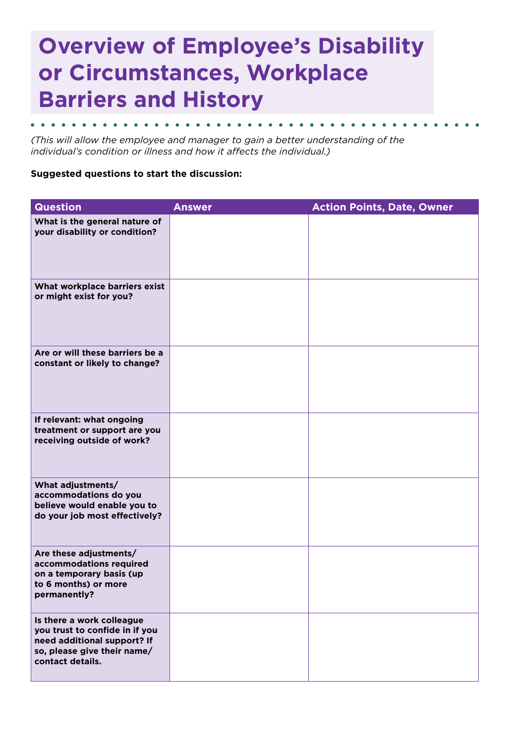# Overview of Employee's Disability or Circumstances, Workplace Barriers and History

*(This will allow the employee and manager to gain a better understanding of the individual's condition or illness and how it affects the individual.)*

**Suggested questions to start the discussion:**

| Question | Answer | Action Points, Date, Owner |
|---|---|---|
| **What is the general nature of your disability or condition?** | | |
| **What workplace barriers exist or might exist for you?** | | |
| **Are or will these barriers be a constant or likely to change?** | | |
| **If relevant: what ongoing treatment or support are you receiving outside of work?** | | |
| **What adjustments/ accommodations do you believe would enable you to do your job most effectively?** | | |
| **Are these adjustments/ accommodations required on a temporary basis (up to 6 months) or more permanently?** | | |
| **Is there a work colleague you trust to confide in if you need additional support? If so, please give their name/ contact details.** | | |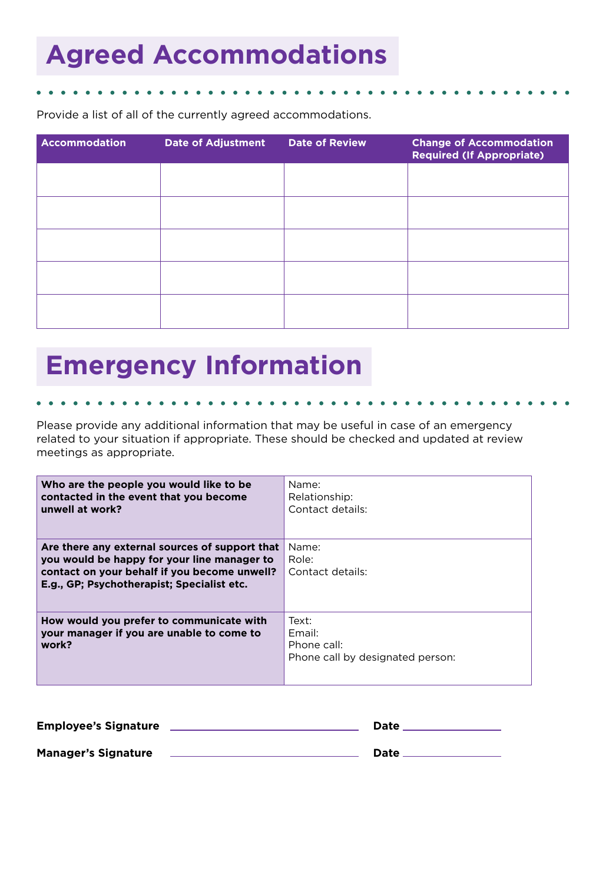# Agreed Accommodations

Provide a list of all of the currently agreed accommodations.

| Accommodation | Date of Adjustment | Date of Review | Change of Accommodation Required (If Appropriate) |
|---|---|---|---|
| | | | |
| | | | |
| | | | |
| | | | |
| | | | |

# Emergency Information

Please provide any additional information that may be useful in case of an emergency related to your situation if appropriate. These should be checked and updated at review meetings as appropriate.

| | |
|---|---|
| **Who are the people you would like to be contacted in the event that you become unwell at work?** | Name:<br>Relationship:<br>Contact details: |
| **Are there any external sources of support that you would be happy for your line manager to contact on your behalf if you become unwell? E.g., GP; Psychotherapist; Specialist etc.** | Name:<br>Role:<br>Contact details: |
| **How would you prefer to communicate with your manager if you are unable to come to work?** | Text:<br>Email:<br>Phone call:<br>Phone call by designated person: |

**Employee's Signature** ______________________ **Date** ____________

**Manager's Signature** ______________________ **Date** ____________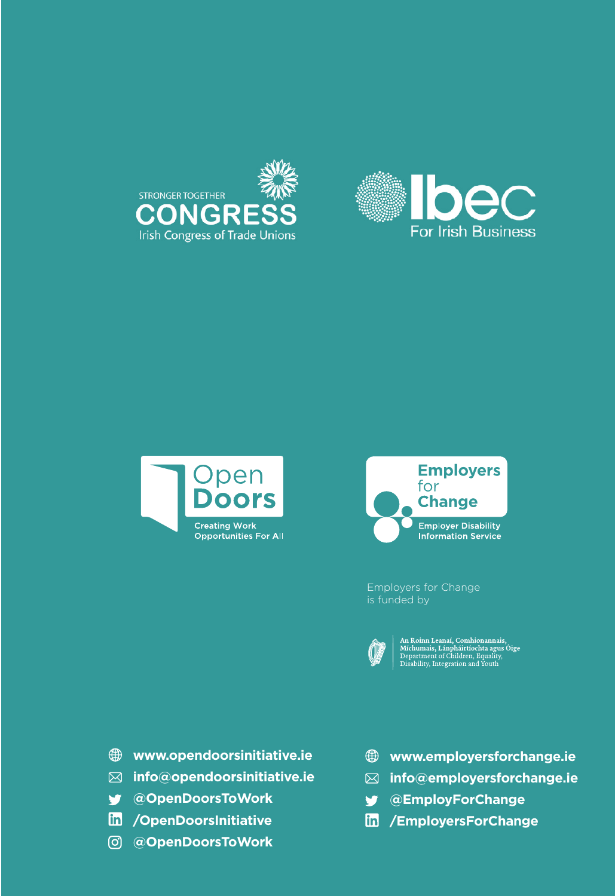STRONGER TOGETHER
CONGRESS
Irish Congress of Trade Unions

Ibec
For Irish Business

Open Doors
Creating Work Opportunities For All

Employers for Change
Employer Disability Information Service

Employers for Change is funded by

An Roinn Leanaí, Comhionannais, Míchumais, Lánpháirtíochta agus Óige
Department of Children, Equality, Disability, Integration and Youth

www.opendoorsinitiative.ie
info@opendoorsinitiative.ie
@OpenDoorsToWork
/OpenDoorsInitiative
@OpenDoorsToWork

www.employersforchange.ie
info@employersforchange.ie
@EmployForChange
/EmployersForChange